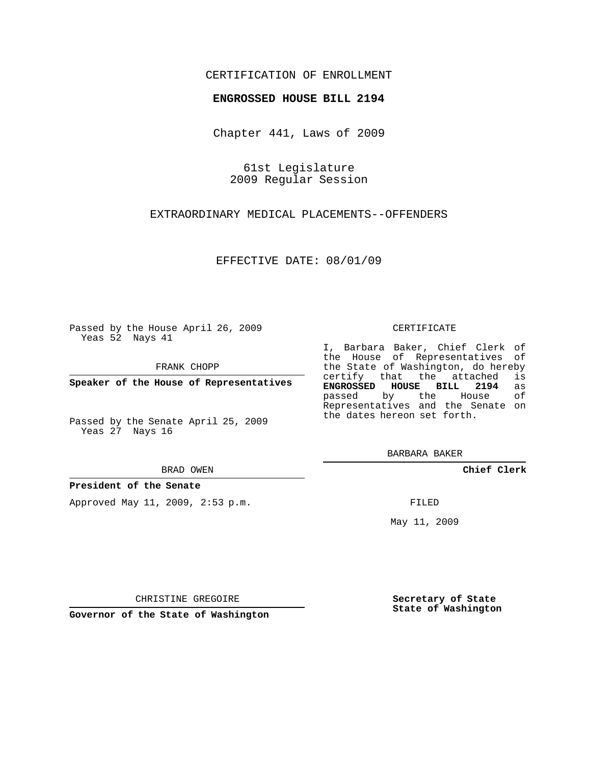CERTIFICATION OF ENROLLMENT

**ENGROSSED HOUSE BILL 2194**

Chapter 441, Laws of 2009

61st Legislature
2009 Regular Session

EXTRAORDINARY MEDICAL PLACEMENTS--OFFENDERS

EFFECTIVE DATE: 08/01/09

Passed by the House April 26, 2009
Yeas 52 Nays 41

FRANK CHOPP

**Speaker of the House of Representatives**

Passed by the Senate April 25, 2009
Yeas 27 Nays 16

BRAD OWEN

**President of the Senate**

Approved May 11, 2009, 2:53 p.m.

CHRISTINE GREGOIRE

**Governor of the State of Washington**

CERTIFICATE

I, Barbara Baker, Chief Clerk of the House of Representatives of the State of Washington, do hereby certify that the attached is **ENGROSSED HOUSE BILL 2194** as passed by the House of Representatives and the Senate on the dates hereon set forth.

BARBARA BAKER

**Chief Clerk**

FILED

May 11, 2009

**Secretary of State**
**State of Washington**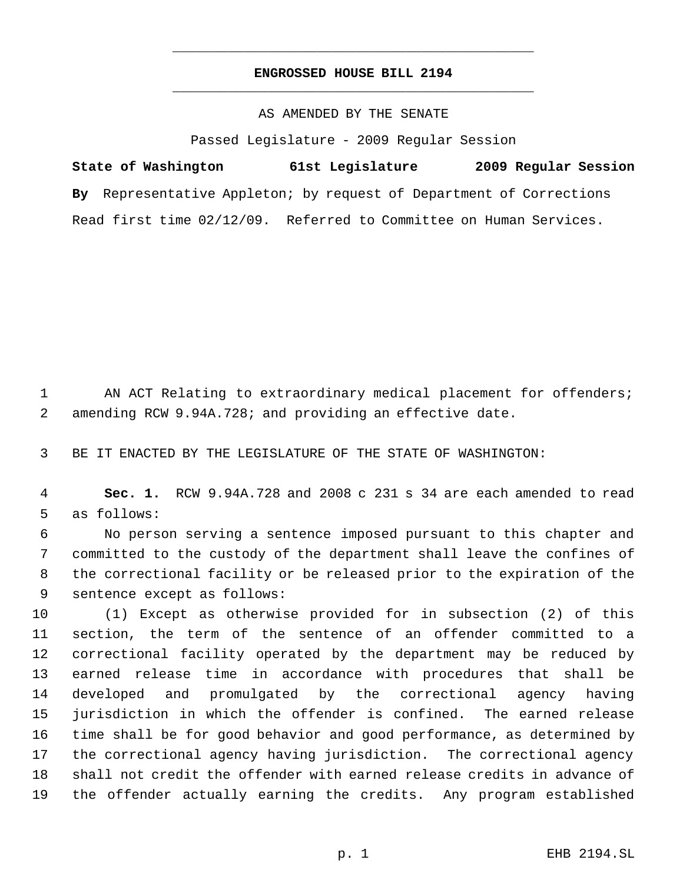# ENGROSSED HOUSE BILL 2194

AS AMENDED BY THE SENATE

Passed Legislature - 2009 Regular Session

**State of Washington 61st Legislature 2009 Regular Session**

**By** Representative Appleton; by request of Department of Corrections

Read first time 02/12/09. Referred to Committee on Human Services.

AN ACT Relating to extraordinary medical placement for offenders; amending RCW 9.94A.728; and providing an effective date.

BE IT ENACTED BY THE LEGISLATURE OF THE STATE OF WASHINGTON:

**Sec. 1.** RCW 9.94A.728 and 2008 c 231 s 34 are each amended to read as follows:

No person serving a sentence imposed pursuant to this chapter and committed to the custody of the department shall leave the confines of the correctional facility or be released prior to the expiration of the sentence except as follows:

(1) Except as otherwise provided for in subsection (2) of this section, the term of the sentence of an offender committed to a correctional facility operated by the department may be reduced by earned release time in accordance with procedures that shall be developed and promulgated by the correctional agency having jurisdiction in which the offender is confined. The earned release time shall be for good behavior and good performance, as determined by the correctional agency having jurisdiction. The correctional agency shall not credit the offender with earned release credits in advance of the offender actually earning the credits. Any program established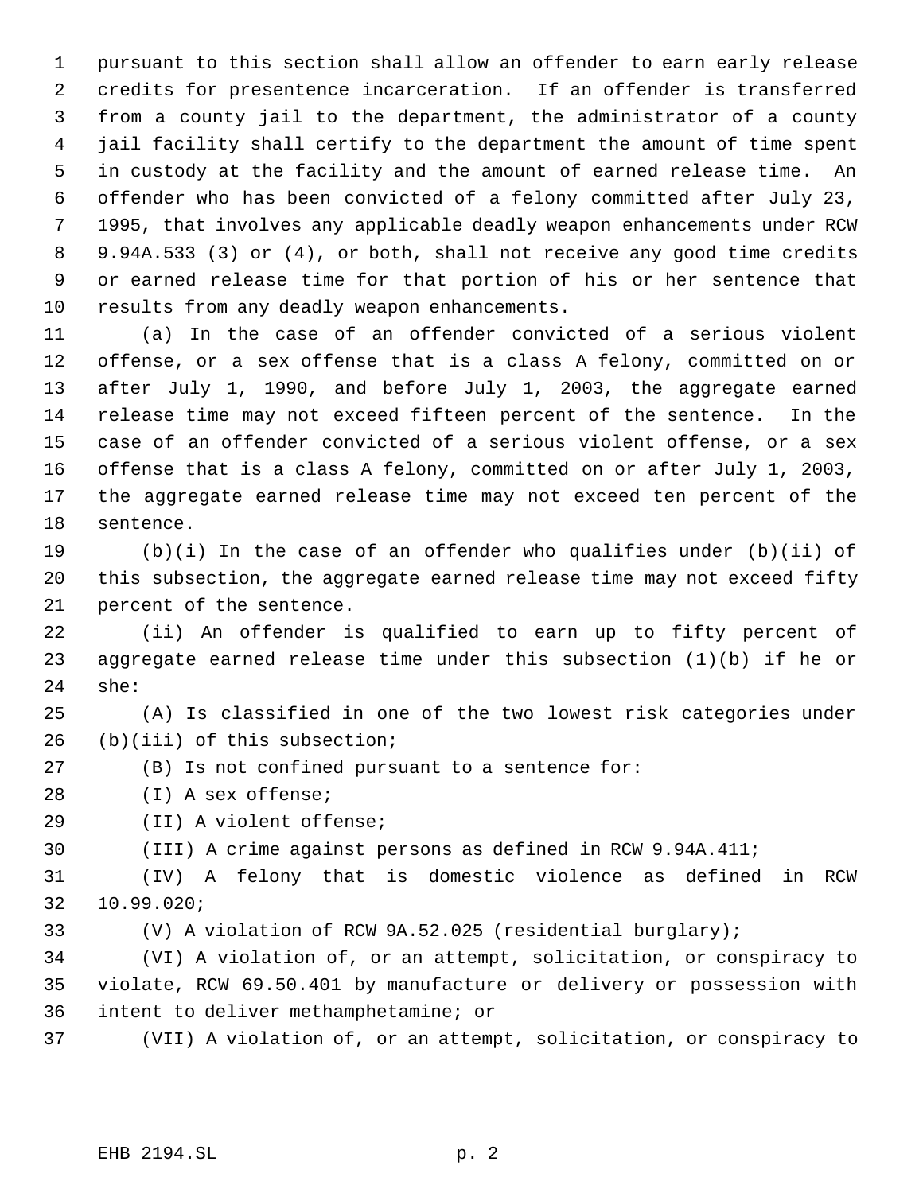pursuant to this section shall allow an offender to earn early release credits for presentence incarceration. If an offender is transferred from a county jail to the department, the administrator of a county jail facility shall certify to the department the amount of time spent in custody at the facility and the amount of earned release time. An offender who has been convicted of a felony committed after July 23, 1995, that involves any applicable deadly weapon enhancements under RCW 9.94A.533 (3) or (4), or both, shall not receive any good time credits or earned release time for that portion of his or her sentence that results from any deadly weapon enhancements.

(a) In the case of an offender convicted of a serious violent offense, or a sex offense that is a class A felony, committed on or after July 1, 1990, and before July 1, 2003, the aggregate earned release time may not exceed fifteen percent of the sentence. In the case of an offender convicted of a serious violent offense, or a sex offense that is a class A felony, committed on or after July 1, 2003, the aggregate earned release time may not exceed ten percent of the sentence.

(b)(i) In the case of an offender who qualifies under (b)(ii) of this subsection, the aggregate earned release time may not exceed fifty percent of the sentence.

(ii) An offender is qualified to earn up to fifty percent of aggregate earned release time under this subsection (1)(b) if he or she:

(A) Is classified in one of the two lowest risk categories under (b)(iii) of this subsection;

(B) Is not confined pursuant to a sentence for:

(I) A sex offense;

(II) A violent offense;

(III) A crime against persons as defined in RCW 9.94A.411;

(IV) A felony that is domestic violence as defined in RCW 10.99.020;

(V) A violation of RCW 9A.52.025 (residential burglary);

(VI) A violation of, or an attempt, solicitation, or conspiracy to violate, RCW 69.50.401 by manufacture or delivery or possession with intent to deliver methamphetamine; or

(VII) A violation of, or an attempt, solicitation, or conspiracy to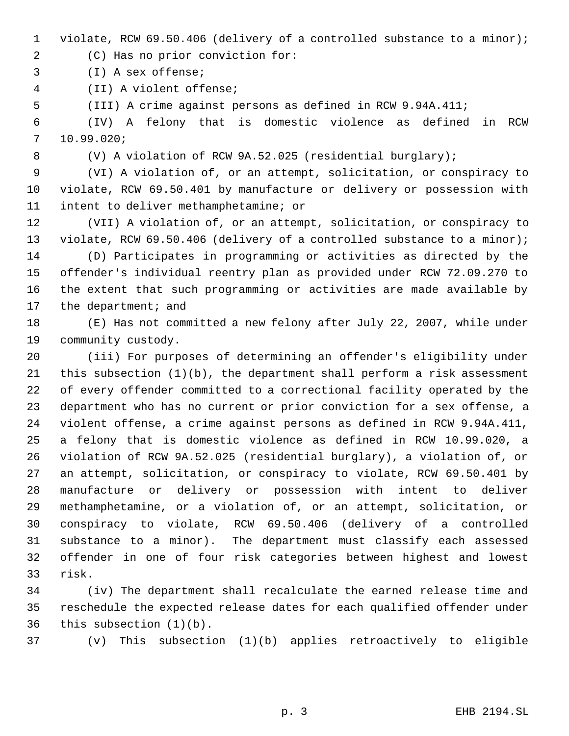violate, RCW 69.50.406 (delivery of a controlled substance to a minor);

(C) Has no prior conviction for:

(I) A sex offense;

(II) A violent offense;

(III) A crime against persons as defined in RCW 9.94A.411;

(IV) A felony that is domestic violence as defined in RCW 10.99.020;

(V) A violation of RCW 9A.52.025 (residential burglary);

(VI) A violation of, or an attempt, solicitation, or conspiracy to violate, RCW 69.50.401 by manufacture or delivery or possession with intent to deliver methamphetamine; or

(VII) A violation of, or an attempt, solicitation, or conspiracy to violate, RCW 69.50.406 (delivery of a controlled substance to a minor);

(D) Participates in programming or activities as directed by the offender's individual reentry plan as provided under RCW 72.09.270 to the extent that such programming or activities are made available by the department; and

(E) Has not committed a new felony after July 22, 2007, while under community custody.

(iii) For purposes of determining an offender's eligibility under this subsection (1)(b), the department shall perform a risk assessment of every offender committed to a correctional facility operated by the department who has no current or prior conviction for a sex offense, a violent offense, a crime against persons as defined in RCW 9.94A.411, a felony that is domestic violence as defined in RCW 10.99.020, a violation of RCW 9A.52.025 (residential burglary), a violation of, or an attempt, solicitation, or conspiracy to violate, RCW 69.50.401 by manufacture or delivery or possession with intent to deliver methamphetamine, or a violation of, or an attempt, solicitation, or conspiracy to violate, RCW 69.50.406 (delivery of a controlled substance to a minor). The department must classify each assessed offender in one of four risk categories between highest and lowest risk.

(iv) The department shall recalculate the earned release time and reschedule the expected release dates for each qualified offender under this subsection (1)(b).

(v) This subsection (1)(b) applies retroactively to eligible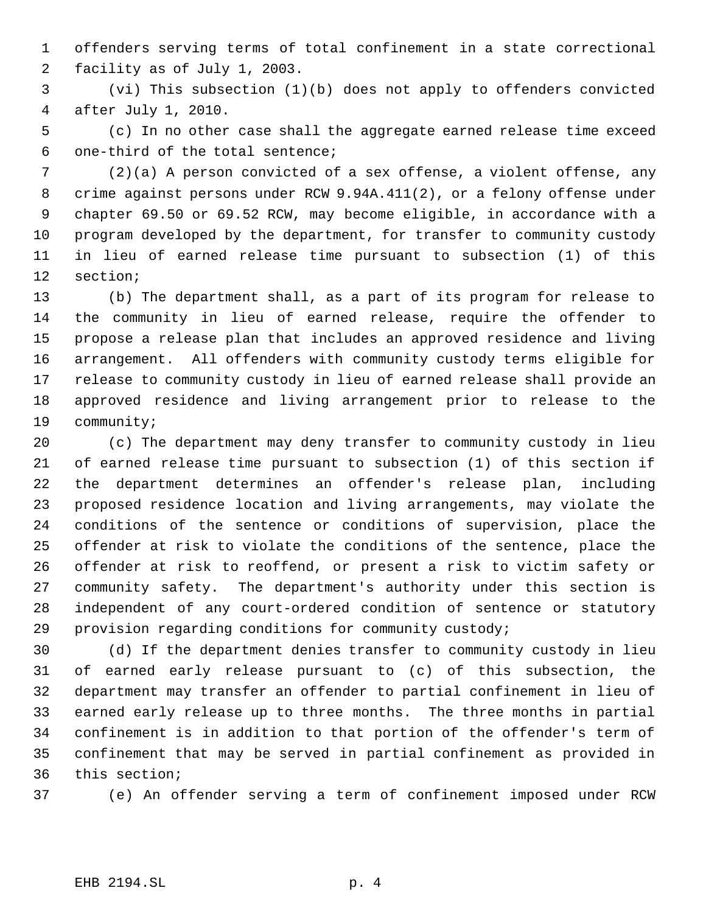offenders serving terms of total confinement in a state correctional facility as of July 1, 2003.

(vi) This subsection (1)(b) does not apply to offenders convicted after July 1, 2010.

(c) In no other case shall the aggregate earned release time exceed one-third of the total sentence;

(2)(a) A person convicted of a sex offense, a violent offense, any crime against persons under RCW 9.94A.411(2), or a felony offense under chapter 69.50 or 69.52 RCW, may become eligible, in accordance with a program developed by the department, for transfer to community custody in lieu of earned release time pursuant to subsection (1) of this section;

(b) The department shall, as a part of its program for release to the community in lieu of earned release, require the offender to propose a release plan that includes an approved residence and living arrangement. All offenders with community custody terms eligible for release to community custody in lieu of earned release shall provide an approved residence and living arrangement prior to release to the community;

(c) The department may deny transfer to community custody in lieu of earned release time pursuant to subsection (1) of this section if the department determines an offender's release plan, including proposed residence location and living arrangements, may violate the conditions of the sentence or conditions of supervision, place the offender at risk to violate the conditions of the sentence, place the offender at risk to reoffend, or present a risk to victim safety or community safety. The department's authority under this section is independent of any court-ordered condition of sentence or statutory provision regarding conditions for community custody;

(d) If the department denies transfer to community custody in lieu of earned early release pursuant to (c) of this subsection, the department may transfer an offender to partial confinement in lieu of earned early release up to three months. The three months in partial confinement is in addition to that portion of the offender's term of confinement that may be served in partial confinement as provided in this section;

(e) An offender serving a term of confinement imposed under RCW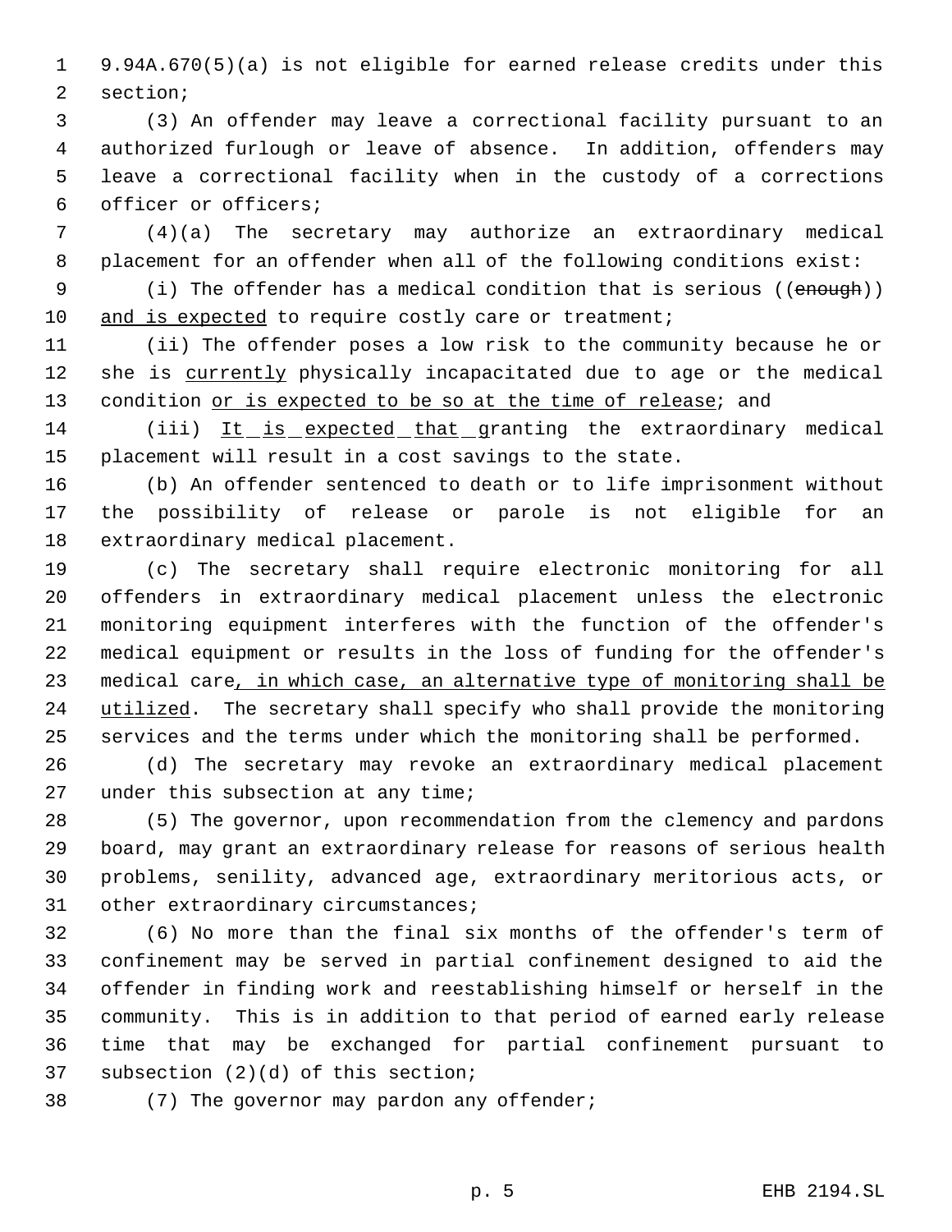9.94A.670(5)(a) is not eligible for earned release credits under this section;

(3) An offender may leave a correctional facility pursuant to an authorized furlough or leave of absence. In addition, offenders may leave a correctional facility when in the custody of a corrections officer or officers;

(4)(a) The secretary may authorize an extraordinary medical placement for an offender when all of the following conditions exist:

(i) The offender has a medical condition that is serious ((~~enough~~)) <u>and is expected</u> to require costly care or treatment;

(ii) The offender poses a low risk to the community because he or she is <u>currently</u> physically incapacitated due to age or the medical condition <u>or is expected to be so at the time of release</u>; and

(iii) <u>It is expected that g</u>ranting the extraordinary medical placement will result in a cost savings to the state.

(b) An offender sentenced to death or to life imprisonment without the possibility of release or parole is not eligible for an extraordinary medical placement.

(c) The secretary shall require electronic monitoring for all offenders in extraordinary medical placement unless the electronic monitoring equipment interferes with the function of the offender's medical equipment or results in the loss of funding for the offender's medical care<u>, in which case, an alternative type of monitoring shall be utilized</u>. The secretary shall specify who shall provide the monitoring services and the terms under which the monitoring shall be performed.

(d) The secretary may revoke an extraordinary medical placement under this subsection at any time;

(5) The governor, upon recommendation from the clemency and pardons board, may grant an extraordinary release for reasons of serious health problems, senility, advanced age, extraordinary meritorious acts, or other extraordinary circumstances;

(6) No more than the final six months of the offender's term of confinement may be served in partial confinement designed to aid the offender in finding work and reestablishing himself or herself in the community. This is in addition to that period of earned early release time that may be exchanged for partial confinement pursuant to subsection (2)(d) of this section;

(7) The governor may pardon any offender;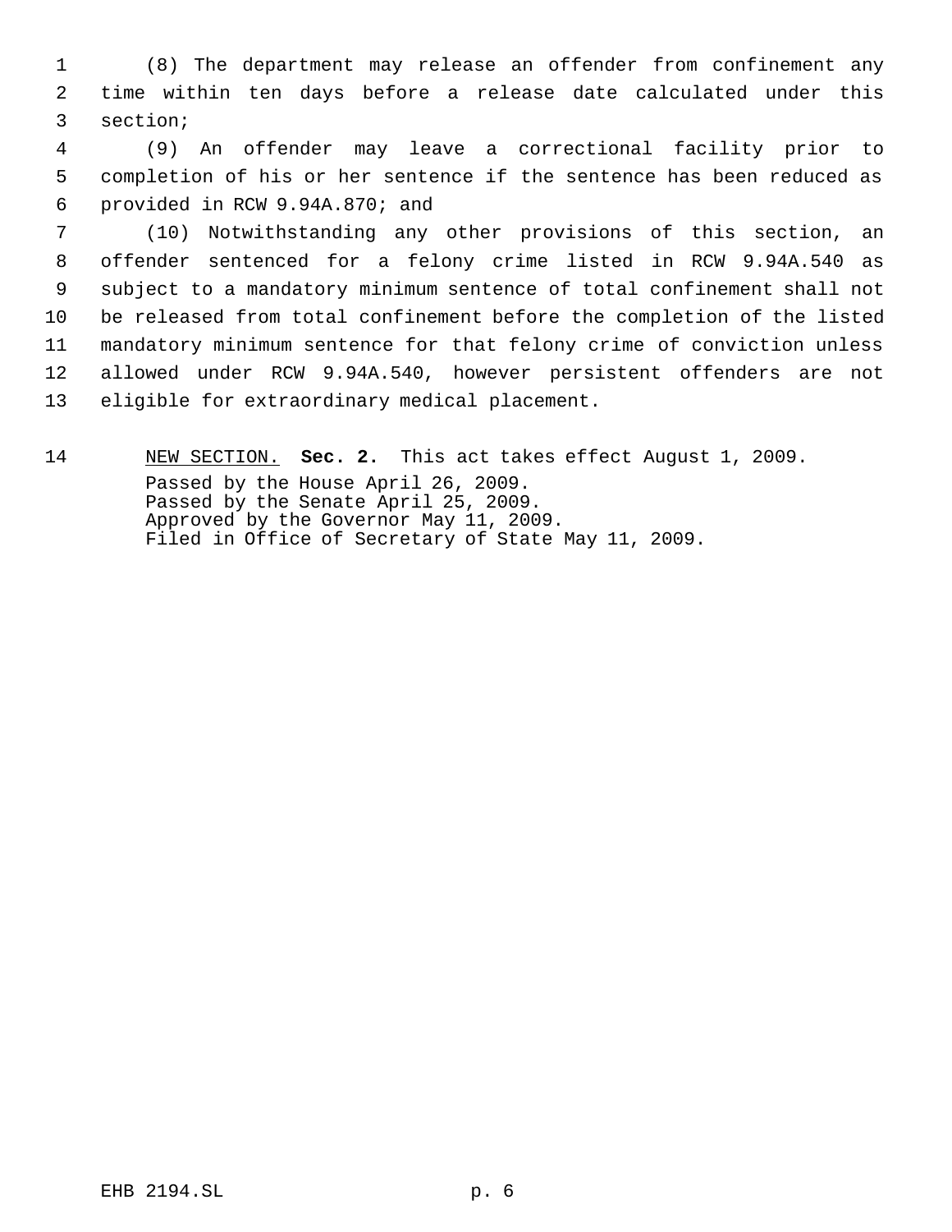(8) The department may release an offender from confinement any time within ten days before a release date calculated under this section;

(9) An offender may leave a correctional facility prior to completion of his or her sentence if the sentence has been reduced as provided in RCW 9.94A.870; and

(10) Notwithstanding any other provisions of this section, an offender sentenced for a felony crime listed in RCW 9.94A.540 as subject to a mandatory minimum sentence of total confinement shall not be released from total confinement before the completion of the listed mandatory minimum sentence for that felony crime of conviction unless allowed under RCW 9.94A.540, however persistent offenders are not eligible for extraordinary medical placement.

NEW SECTION. **Sec. 2.** This act takes effect August 1, 2009.

Passed by the House April 26, 2009.
Passed by the Senate April 25, 2009.
Approved by the Governor May 11, 2009.
Filed in Office of Secretary of State May 11, 2009.